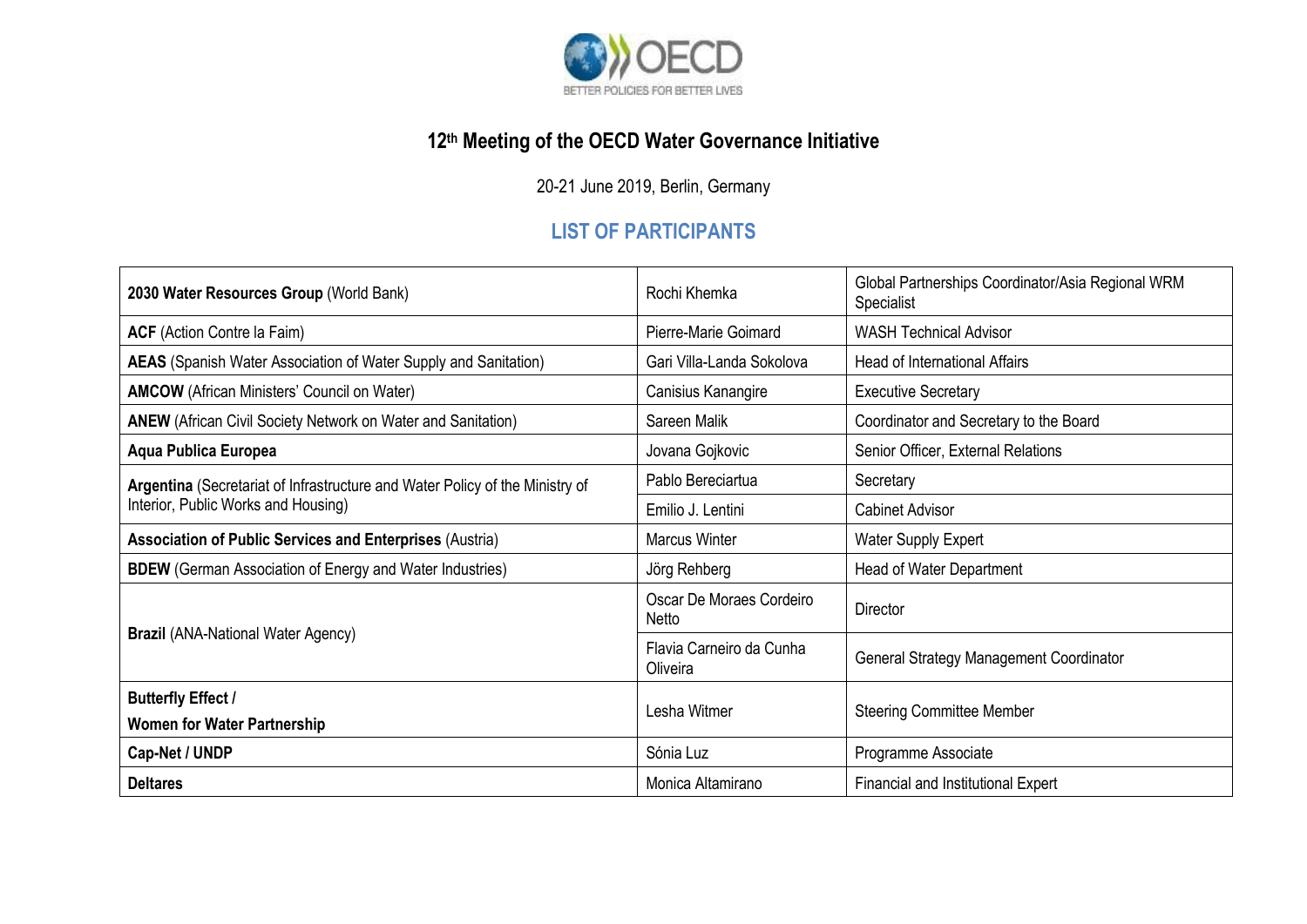# 12th Meeting of the OECD Water Governance Initiative

20-21 June 2019, Berlin, Germany

## LIST OF PARTICIPANTS

| Organisation | Name | Position |
|---|---|---|
| **2030 Water Resources Group** (World Bank) | Rochi Khemka | Global Partnerships Coordinator/Asia Regional WRM Specialist |
| **ACF** (Action Contre la Faim) | Pierre-Marie Goimard | WASH Technical Advisor |
| **AEAS** (Spanish Water Association of Water Supply and Sanitation) | Gari Villa-Landa Sokolova | Head of International Affairs |
| **AMCOW** (African Ministers' Council on Water) | Canisius Kanangire | Executive Secretary |
| **ANEW** (African Civil Society Network on Water and Sanitation) | Sareen Malik | Coordinator and Secretary to the Board |
| **Aqua Publica Europea** | Jovana Gojkovic | Senior Officer, External Relations |
| **Argentina** (Secretariat of Infrastructure and Water Policy of the Ministry of Interior, Public Works and Housing) | Pablo Bereciartua | Secretary |
| | Emilio J. Lentini | Cabinet Advisor |
| **Association of Public Services and Enterprises** (Austria) | Marcus Winter | Water Supply Expert |
| **BDEW** (German Association of Energy and Water Industries) | Jörg Rehberg | Head of Water Department |
| **Brazil** (ANA-National Water Agency) | Oscar De Moraes Cordeiro Netto | Director |
| | Flavia Carneiro da Cunha Oliveira | General Strategy Management Coordinator |
| **Butterfly Effect / Women for Water Partnership** | Lesha Witmer | Steering Committee Member |
| **Cap-Net / UNDP** | Sónia Luz | Programme Associate |
| **Deltares** | Monica Altamirano | Financial and Institutional Expert |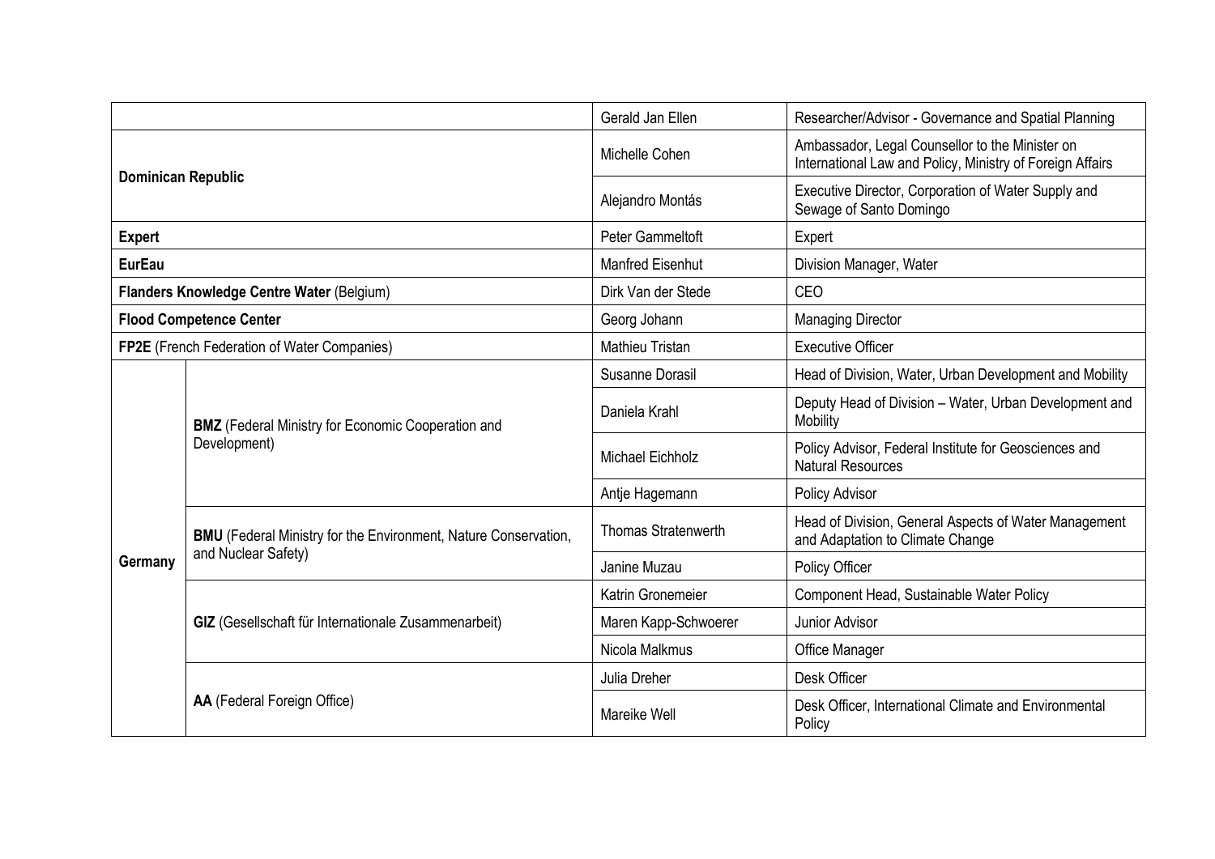| | | | |
|---|---|---|---|
| | | Gerald Jan Ellen | Researcher/Advisor - Governance and Spatial Planning |
| **Dominican Republic** | | Michelle Cohen | Ambassador, Legal Counsellor to the Minister on International Law and Policy, Ministry of Foreign Affairs |
| | | Alejandro Montás | Executive Director, Corporation of Water Supply and Sewage of Santo Domingo |
| **Expert** | | Peter Gammeltoft | Expert |
| **EurEau** | | Manfred Eisenhut | Division Manager, Water |
| **Flanders Knowledge Centre Water** (Belgium) | | Dirk Van der Stede | CEO |
| **Flood Competence Center** | | Georg Johann | Managing Director |
| **FP2E** (French Federation of Water Companies) | | Mathieu Tristan | Executive Officer |
| **Germany** | **BMZ** (Federal Ministry for Economic Cooperation and Development) | Susanne Dorasil | Head of Division, Water, Urban Development and Mobility |
| | | Daniela Krahl | Deputy Head of Division – Water, Urban Development and Mobility |
| | | Michael Eichholz | Policy Advisor, Federal Institute for Geosciences and Natural Resources |
| | | Antje Hagemann | Policy Advisor |
| | **BMU** (Federal Ministry for the Environment, Nature Conservation, and Nuclear Safety) | Thomas Stratenwerth | Head of Division, General Aspects of Water Management and Adaptation to Climate Change |
| | | Janine Muzau | Policy Officer |
| | **GIZ** (Gesellschaft für Internationale Zusammenarbeit) | Katrin Gronemeier | Component Head, Sustainable Water Policy |
| | | Maren Kapp-Schwoerer | Junior Advisor |
| | | Nicola Malkmus | Office Manager |
| | **AA** (Federal Foreign Office) | Julia Dreher | Desk Officer |
| | | Mareike Well | Desk Officer, International Climate and Environmental Policy |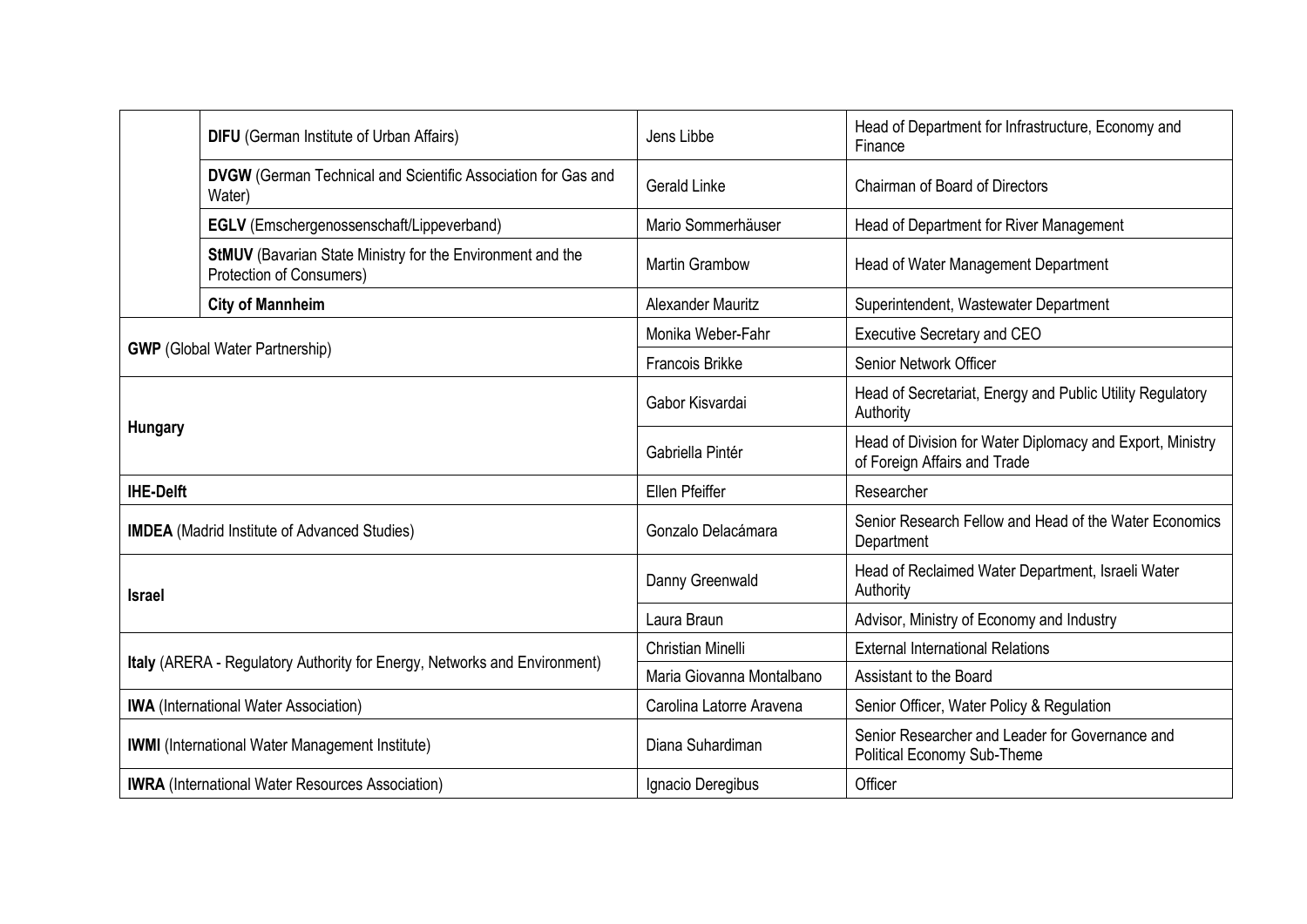| | | | |
|---|---|---|---|
| | **DIFU** (German Institute of Urban Affairs) | Jens Libbe | Head of Department for Infrastructure, Economy and Finance |
| | **DVGW** (German Technical and Scientific Association for Gas and Water) | Gerald Linke | Chairman of Board of Directors |
| | **EGLV** (Emschergenossenschaft/Lippeverband) | Mario Sommerhäuser | Head of Department for River Management |
| | **StMUV** (Bavarian State Ministry for the Environment and the Protection of Consumers) | Martin Grambow | Head of Water Management Department |
| | **City of Mannheim** | Alexander Mauritz | Superintendent, Wastewater Department |
| **GWP** (Global Water Partnership) | | Monika Weber-Fahr | Executive Secretary and CEO |
| | | Francois Brikke | Senior Network Officer |
| **Hungary** | | Gabor Kisvardai | Head of Secretariat, Energy and Public Utility Regulatory Authority |
| | | Gabriella Pintér | Head of Division for Water Diplomacy and Export, Ministry of Foreign Affairs and Trade |
| **IHE-Delft** | | Ellen Pfeiffer | Researcher |
| **IMDEA** (Madrid Institute of Advanced Studies) | | Gonzalo Delacámara | Senior Research Fellow and Head of the Water Economics Department |
| **Israel** | | Danny Greenwald | Head of Reclaimed Water Department, Israeli Water Authority |
| | | Laura Braun | Advisor, Ministry of Economy and Industry |
| **Italy** (ARERA - Regulatory Authority for Energy, Networks and Environment) | | Christian Minelli | External International Relations |
| | | Maria Giovanna Montalbano | Assistant to the Board |
| **IWA** (International Water Association) | | Carolina Latorre Aravena | Senior Officer, Water Policy & Regulation |
| **IWMI** (International Water Management Institute) | | Diana Suhardiman | Senior Researcher and Leader for Governance and Political Economy Sub-Theme |
| **IWRA** (International Water Resources Association) | | Ignacio Deregibus | Officer |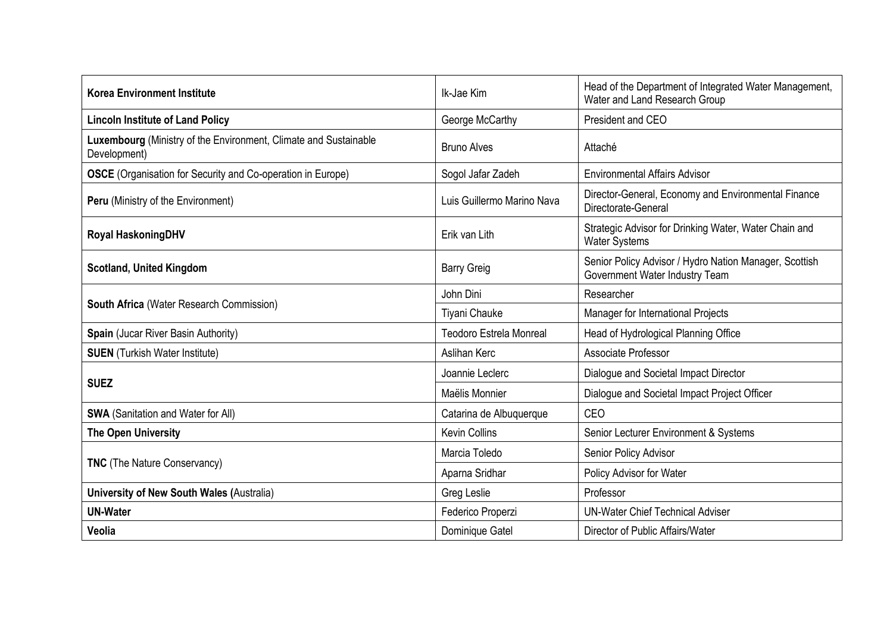| **Korea Environment Institute** | Ik-Jae Kim | Head of the Department of Integrated Water Management, Water and Land Research Group |
|---|---|---|
| **Lincoln Institute of Land Policy** | George McCarthy | President and CEO |
| **Luxembourg** (Ministry of the Environment, Climate and Sustainable Development) | Bruno Alves | Attaché |
| **OSCE** (Organisation for Security and Co-operation in Europe) | Sogol Jafar Zadeh | Environmental Affairs Advisor |
| **Peru** (Ministry of the Environment) | Luis Guillermo Marino Nava | Director-General, Economy and Environmental Finance Directorate-General |
| **Royal HaskoningDHV** | Erik van Lith | Strategic Advisor for Drinking Water, Water Chain and Water Systems |
| **Scotland, United Kingdom** | Barry Greig | Senior Policy Advisor / Hydro Nation Manager, Scottish Government Water Industry Team |
| **South Africa** (Water Research Commission) | John Dini | Researcher |
| | Tiyani Chauke | Manager for International Projects |
| **Spain** (Jucar River Basin Authority) | Teodoro Estrela Monreal | Head of Hydrological Planning Office |
| **SUEN** (Turkish Water Institute) | Aslihan Kerc | Associate Professor |
| **SUEZ** | Joannie Leclerc | Dialogue and Societal Impact Director |
| | Maëlis Monnier | Dialogue and Societal Impact Project Officer |
| **SWA** (Sanitation and Water for All) | Catarina de Albuquerque | CEO |
| **The Open University** | Kevin Collins | Senior Lecturer Environment & Systems |
| **TNC** (The Nature Conservancy) | Marcia Toledo | Senior Policy Advisor |
| | Aparna Sridhar | Policy Advisor for Water |
| **University of New South Wales (**Australia) | Greg Leslie | Professor |
| **UN-Water** | Federico Properzi | UN-Water Chief Technical Adviser |
| **Veolia** | Dominique Gatel | Director of Public Affairs/Water |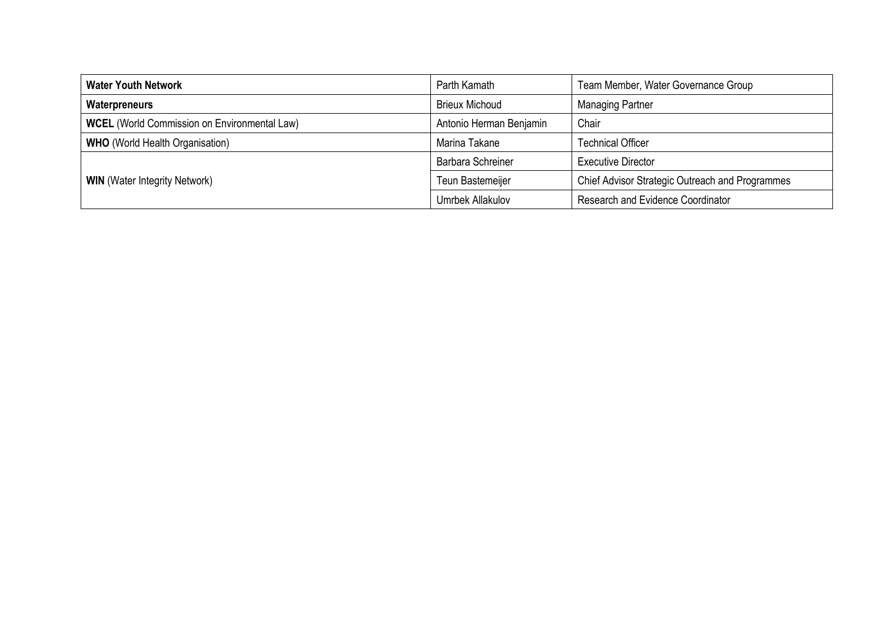| | | |
|---|---|---|
| **Water Youth Network** | Parth Kamath | Team Member, Water Governance Group |
| **Waterpreneurs** | Brieux Michoud | Managing Partner |
| **WCEL** (World Commission on Environmental Law) | Antonio Herman Benjamin | Chair |
| **WHO** (World Health Organisation) | Marina Takane | Technical Officer |
| **WIN** (Water Integrity Network) | Barbara Schreiner | Executive Director |
| | Teun Bastemeijer | Chief Advisor Strategic Outreach and Programmes |
| | Umrbek Allakulov | Research and Evidence Coordinator |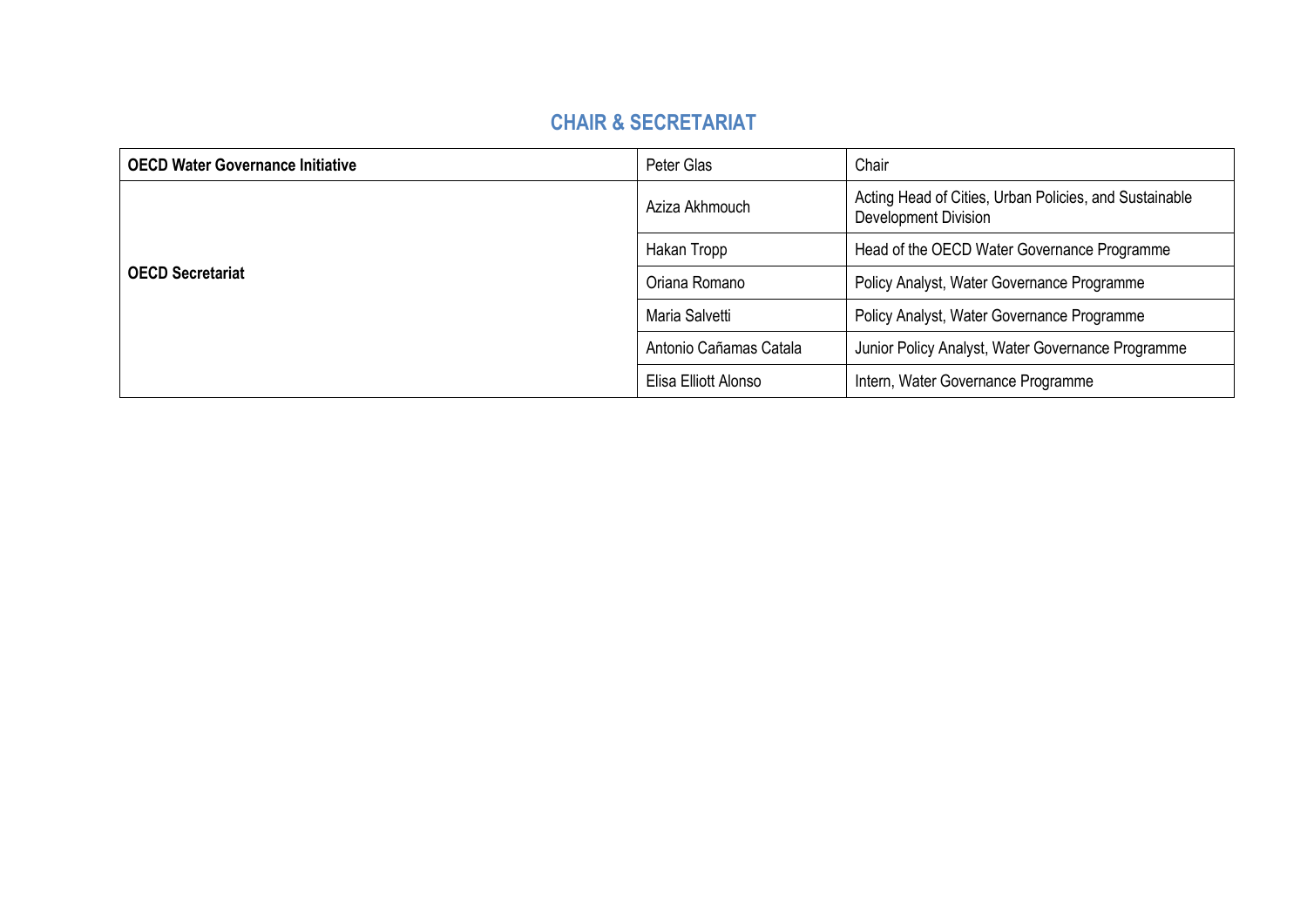## CHAIR & SECRETARIAT

| | | |
|---|---|---|
| **OECD Water Governance Initiative** | Peter Glas | Chair |
| **OECD Secretariat** | Aziza Akhmouch | Acting Head of Cities, Urban Policies, and Sustainable Development Division |
| | Hakan Tropp | Head of the OECD Water Governance Programme |
| | Oriana Romano | Policy Analyst, Water Governance Programme |
| | Maria Salvetti | Policy Analyst, Water Governance Programme |
| | Antonio Cañamas Catala | Junior Policy Analyst, Water Governance Programme |
| | Elisa Elliott Alonso | Intern, Water Governance Programme |